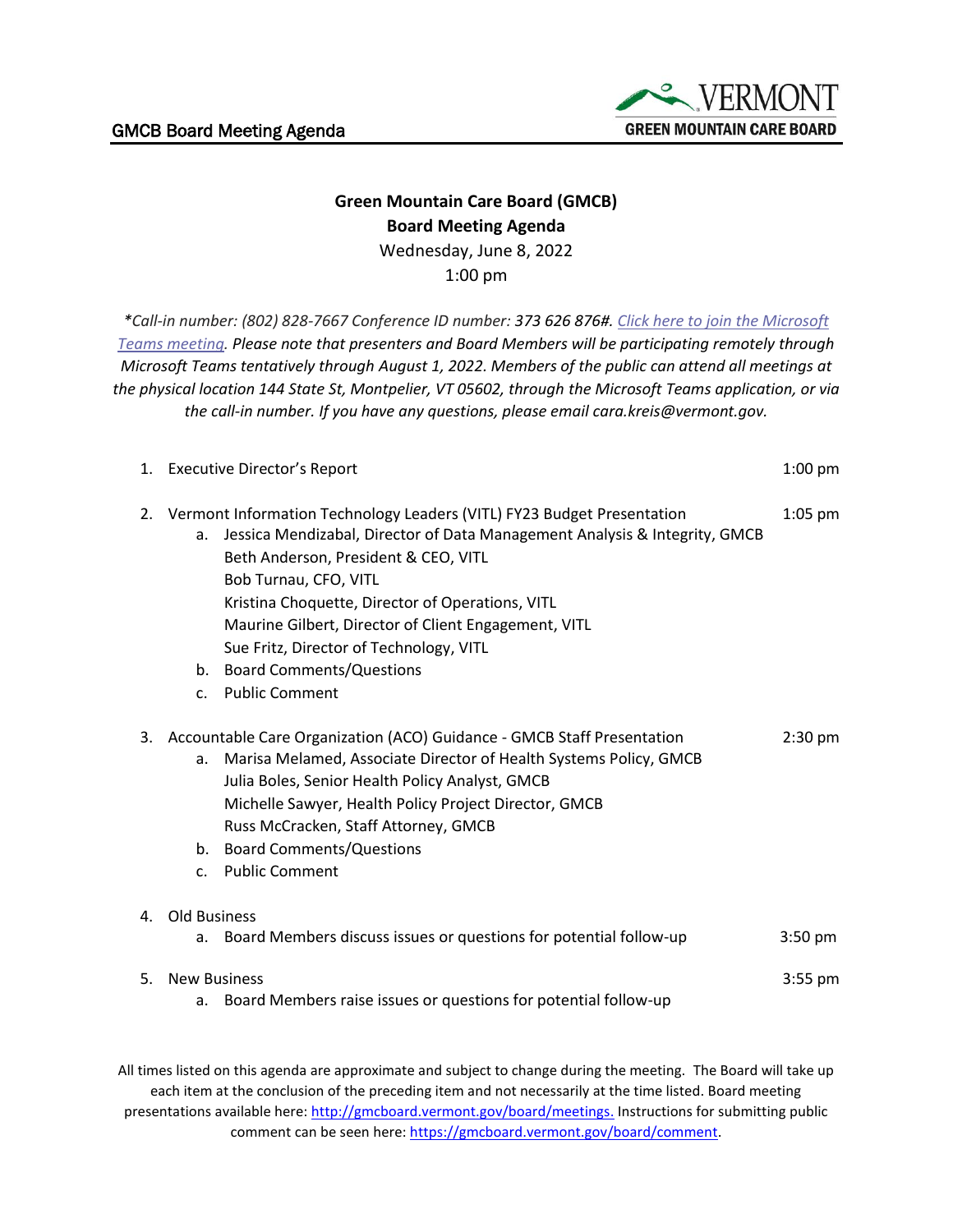GMCB Board Meeting Agenda

VERMONT
GREEN MOUNTAIN CARE BOARD

**Green Mountain Care Board (GMCB)**
**Board Meeting Agenda**
Wednesday, June 8, 2022
1:00 pm

*\*Call-in number: (802) 828-7667 Conference ID number: **373 626 876#**. [Click here to join the Microsoft Teams meeting](). Please note that presenters and Board Members will be participating remotely through Microsoft Teams tentatively through August 1, 2022. Members of the public can attend all meetings at the physical location 144 State St, Montpelier, VT 05602, through the Microsoft Teams application, or via the call-in number. If you have any questions, please email cara.kreis@vermont.gov.*

1. Executive Director's Report — 1:00 pm

2. Vermont Information Technology Leaders (VITL) FY23 Budget Presentation — 1:05 pm
   a. Jessica Mendizabal, Director of Data Management Analysis & Integrity, GMCB
      Beth Anderson, President & CEO, VITL
      Bob Turnau, CFO, VITL
      Kristina Choquette, Director of Operations, VITL
      Maurine Gilbert, Director of Client Engagement, VITL
      Sue Fritz, Director of Technology, VITL
   b. Board Comments/Questions
   c. Public Comment

3. Accountable Care Organization (ACO) Guidance - GMCB Staff Presentation — 2:30 pm
   a. Marisa Melamed, Associate Director of Health Systems Policy, GMCB
      Julia Boles, Senior Health Policy Analyst, GMCB
      Michelle Sawyer, Health Policy Project Director, GMCB
      Russ McCracken, Staff Attorney, GMCB
   b. Board Comments/Questions
   c. Public Comment

4. Old Business
   a. Board Members discuss issues or questions for potential follow-up — 3:50 pm

5. New Business — 3:55 pm
   a. Board Members raise issues or questions for potential follow-up

All times listed on this agenda are approximate and subject to change during the meeting. The Board will take up each item at the conclusion of the preceding item and not necessarily at the time listed. Board meeting presentations available here: [http://gmcboard.vermont.gov/board/meetings.](http://gmcboard.vermont.gov/board/meetings) Instructions for submitting public comment can be seen here: [https://gmcboard.vermont.gov/board/comment](https://gmcboard.vermont.gov/board/comment).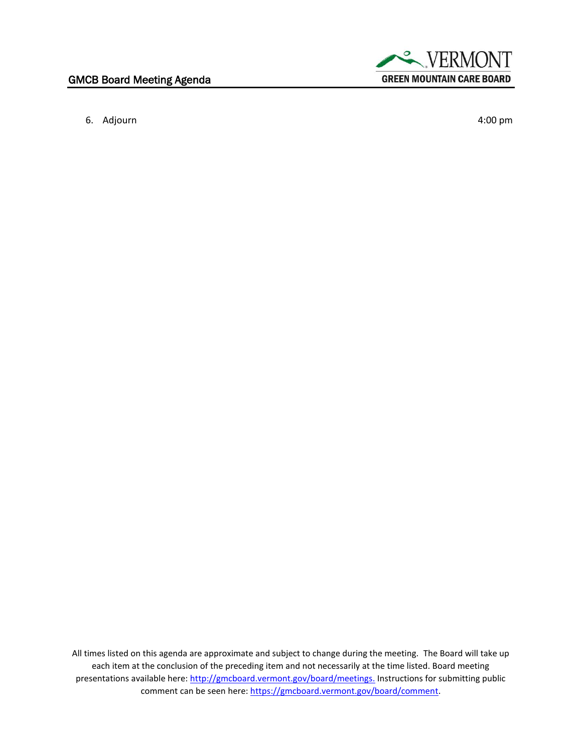6. Adjourn 4:00 pm

All times listed on this agenda are approximate and subject to change during the meeting. The Board will take up each item at the conclusion of the preceding item and not necessarily at the time listed. Board meeting presentations available here: [http://gmcboard.vermont.gov/board/meetings.](http://gmcboard.vermont.gov/board/meetings) Instructions for submitting public comment can be seen here: [https://gmcboard.vermont.gov/board/comment](https://gmcboard.vermont.gov/board/comment).